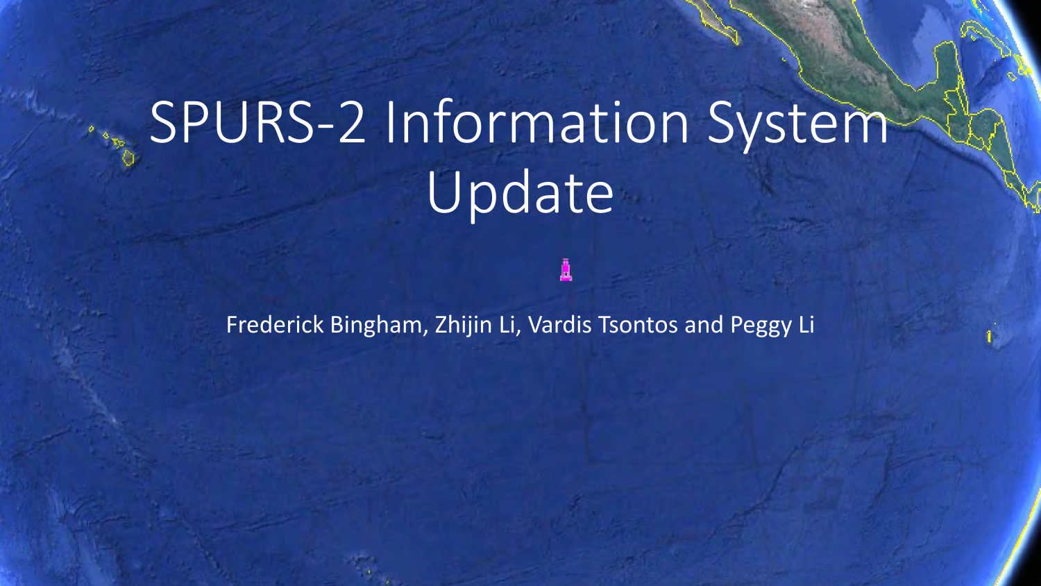# SPURS-2 Information System Update

Frederick Bingham, Zhijin Li, Vardis Tsontos and Peggy Li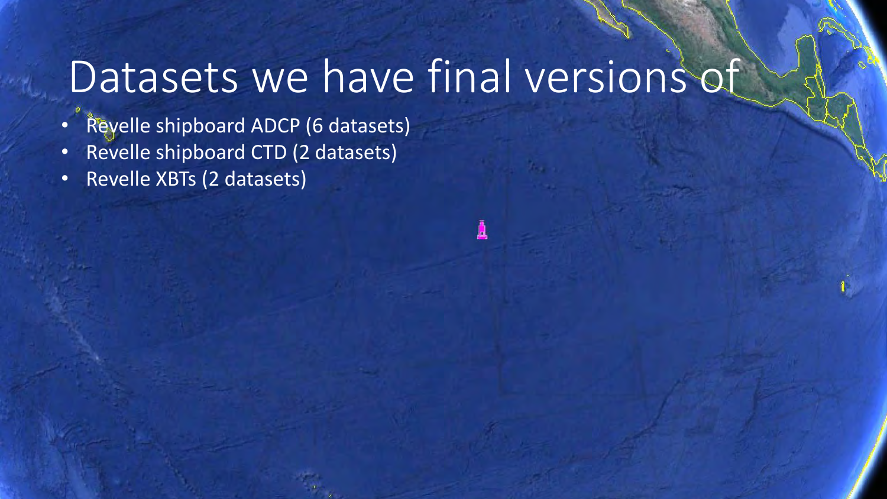# Datasets we have final versions of

- Revelle shipboard ADCP (6 datasets)
- Revelle shipboard CTD (2 datasets)
- Revelle XBTs (2 datasets)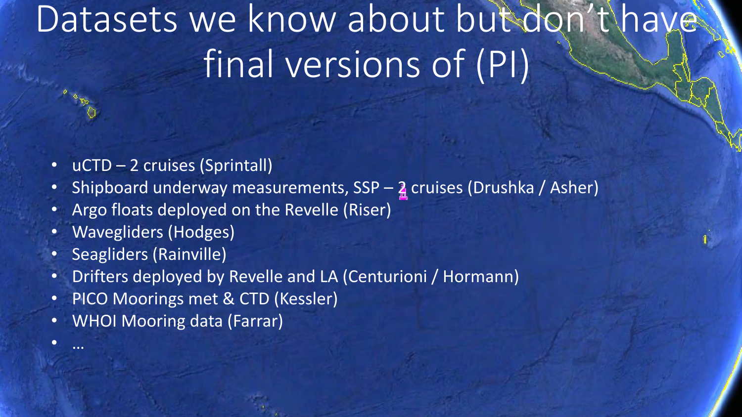# Datasets we know about but don't have final versions of (PI)

- uCTD – 2 cruises (Sprintall)
- Shipboard underway measurements, SSP – 2 cruises (Drushka / Asher)
- Argo floats deployed on the Revelle (Riser)
- Wavegliders (Hodges)
- Seagliders (Rainville)
- Drifters deployed by Revelle and LA (Centurioni / Hormann)
- PICO Moorings met & CTD (Kessler)
- WHOI Mooring data (Farrar)
- …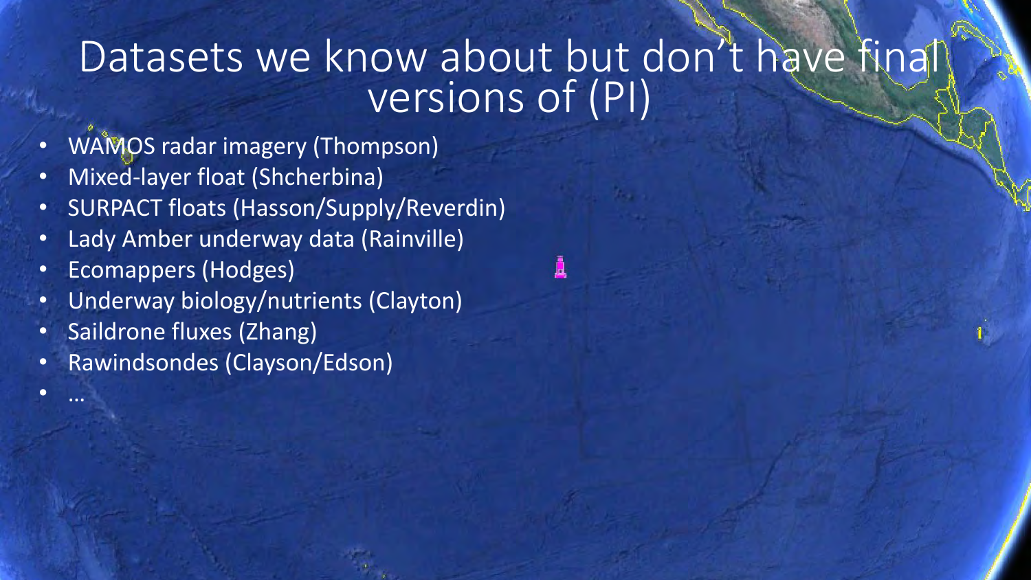# Datasets we know about but don't have final versions of (PI)

- WAMOS radar imagery (Thompson)
- Mixed-layer float (Shcherbina)
- SURPACT floats (Hasson/Supply/Reverdin)
- Lady Amber underway data (Rainville)
- Ecomappers (Hodges)
- Underway biology/nutrients (Clayton)
- Saildrone fluxes (Zhang)
- Rawindsondes (Clayson/Edson)
- …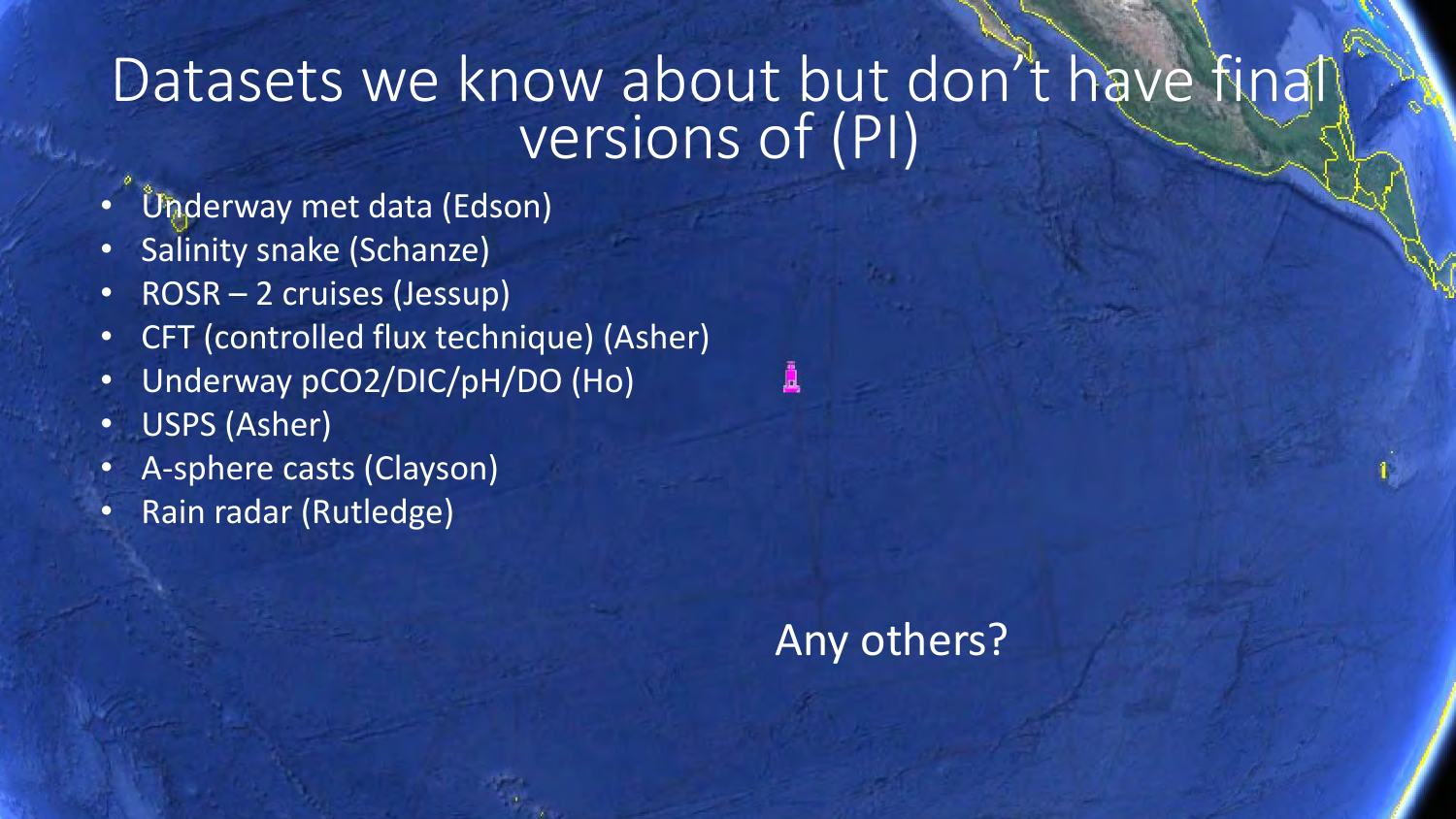# Datasets we know about but don't have final versions of (PI)

- Underway met data (Edson)
- Salinity snake (Schanze)
- ROSR – 2 cruises (Jessup)
- CFT (controlled flux technique) (Asher)
- Underway $pCO_2$/DIC/pH/DO (Ho)
- USPS (Asher)
- A-sphere casts (Clayson)
- Rain radar (Rutledge)

Any others?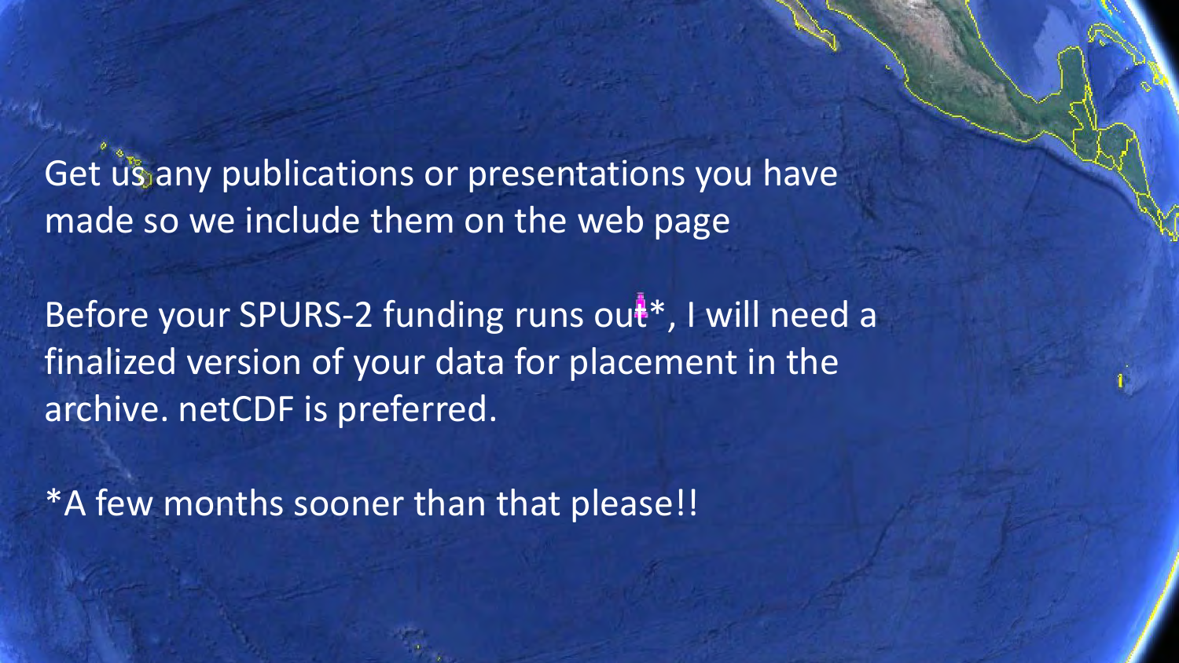Get us any publications or presentations you have made so we include them on the web page

Before your SPURS-2 funding runs out*, I will need a finalized version of your data for placement in the archive. netCDF is preferred.

*A few months sooner than that please!!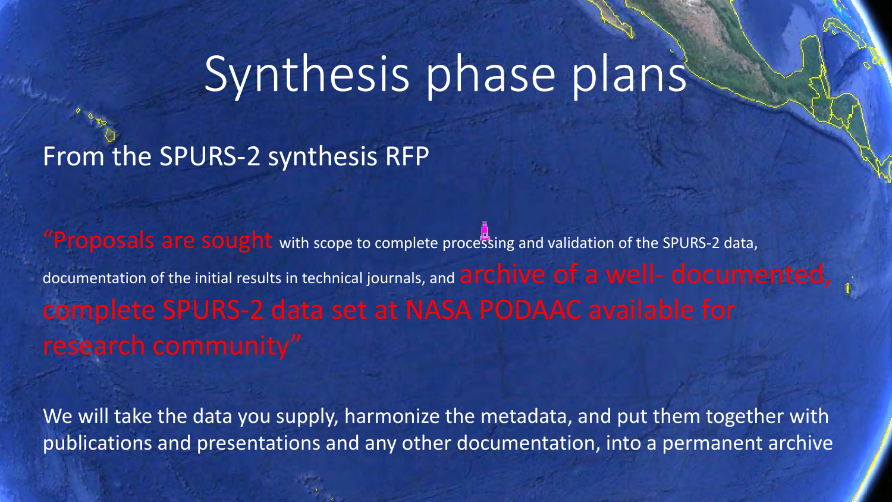# Synthesis phase plans

From the SPURS-2 synthesis RFP

"Proposals are sought with scope to complete processing and validation of the SPURS-2 data, documentation of the initial results in technical journals, and archive of a well- documented, complete SPURS-2 data set at NASA PODAAC available for research community"

We will take the data you supply, harmonize the metadata, and put them together with publications and presentations and any other documentation, into a permanent archive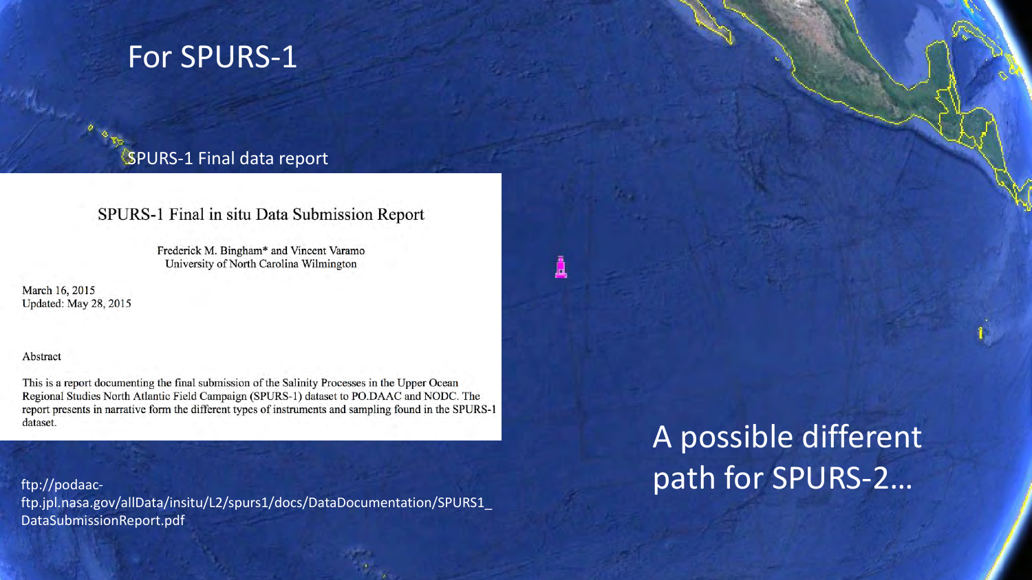# For SPURS-1

SPURS-1 Final data report

## SPURS-1 Final in situ Data Submission Report

Frederick M. Bingham* and Vincent Varamo
University of North Carolina Wilmington

March 16, 2015
Updated: May 28, 2015

Abstract

This is a report documenting the final submission of the Salinity Processes in the Upper Ocean Regional Studies North Atlantic Field Campaign (SPURS-1) dataset to PO.DAAC and NODC. The report presents in narrative form the different types of instruments and sampling found in the SPURS-1 dataset.

ftp://podaac-ftp.jpl.nasa.gov/allData/insitu/L2/spurs1/docs/DataDocumentation/SPURS1_DataSubmissionReport.pdf

A possible different path for SPURS-2…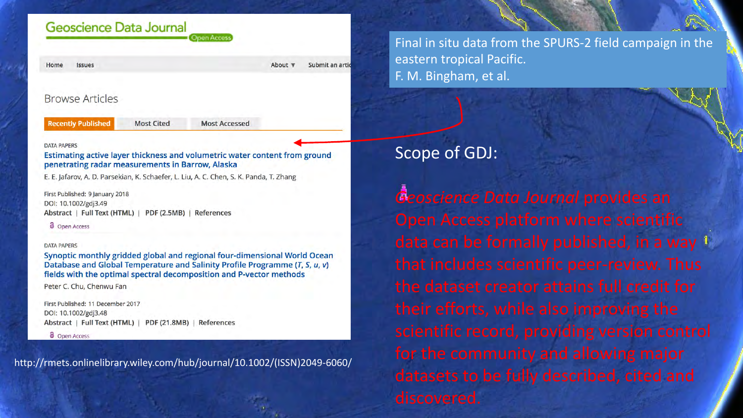## Geoscience Data Journal

Open Access

Home | Issues | About ▼ | Submit an artic

### Browse Articles

**Recently Published** | Most Cited | Most Accessed

DATA PAPERS

**Estimating active layer thickness and volumetric water content from ground penetrating radar measurements in Barrow, Alaska**

E. E. Jafarov, A. D. Parsekian, K. Schaefer, L. Liu, A. C. Chen, S. K. Panda, T. Zhang

First Published: 9 January 2018
DOI: 10.1002/gdj3.49
Abstract | Full Text (HTML) | PDF (2.5MB) | References

Open Access

DATA PAPERS

**Synoptic monthly gridded global and regional four-dimensional World Ocean Database and Global Temperature and Salinity Profile Programme (*T*, *S*, *u*, *v*) fields with the optimal spectral decomposition and P-vector methods**

Peter C. Chu, Chenwu Fan

First Published: 11 December 2017
DOI: 10.1002/gdj3.48
Abstract | Full Text (HTML) | PDF (21.8MB) | References

Open Access

http://rmets.onlinelibrary.wiley.com/hub/journal/10.1002/(ISSN)2049-6060/

Final in situ data from the SPURS-2 field campaign in the eastern tropical Pacific.
F. M. Bingham, et al.

## Scope of GDJ:

*Geoscience Data Journal* provides an Open Access platform where scientific data can be formally published, in a way that includes scientific peer-review. Thus the dataset creator attains full credit for their efforts, while also improving the scientific record, providing version control for the community and allowing major datasets to be fully described, cited and discovered.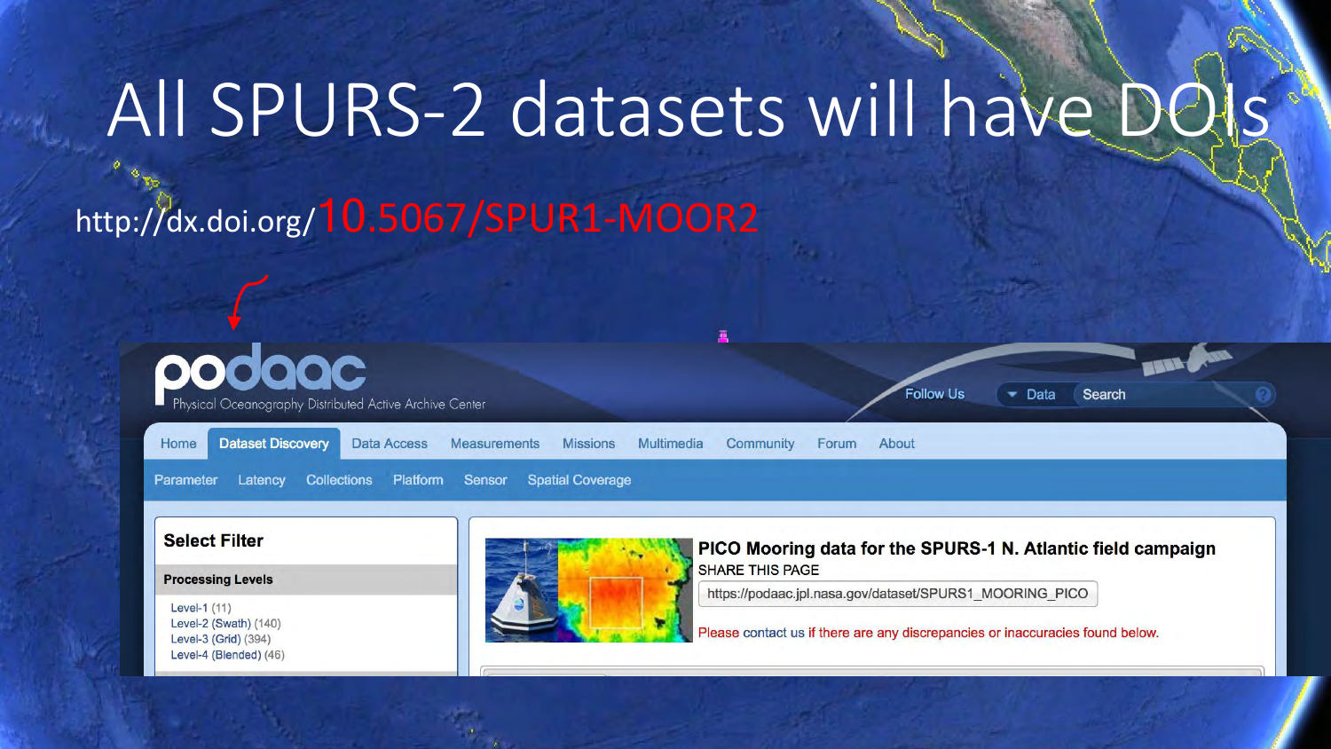# All SPURS-2 datasets will have DOIs

http://dx.doi.org/10.5067/SPUR1-MOOR2

podaac
Physical Oceanography Distributed Active Archive Center

Follow Us | Data | Search

Home | Dataset Discovery | Data Access | Measurements | Missions | Multimedia | Community | Forum | About

Parameter | Latency | Collections | Platform | Sensor | Spatial Coverage

**Select Filter**

**Processing Levels**

- Level-1 (11)
- Level-2 (Swath) (140)
- Level-3 (Grid) (394)
- Level-4 (Blended) (46)

**PICO Mooring data for the SPURS-1 N. Atlantic field campaign**

SHARE THIS PAGE

https://podaac.jpl.nasa.gov/dataset/SPURS1_MOORING_PICO

Please contact us if there are any discrepancies or inaccuracies found below.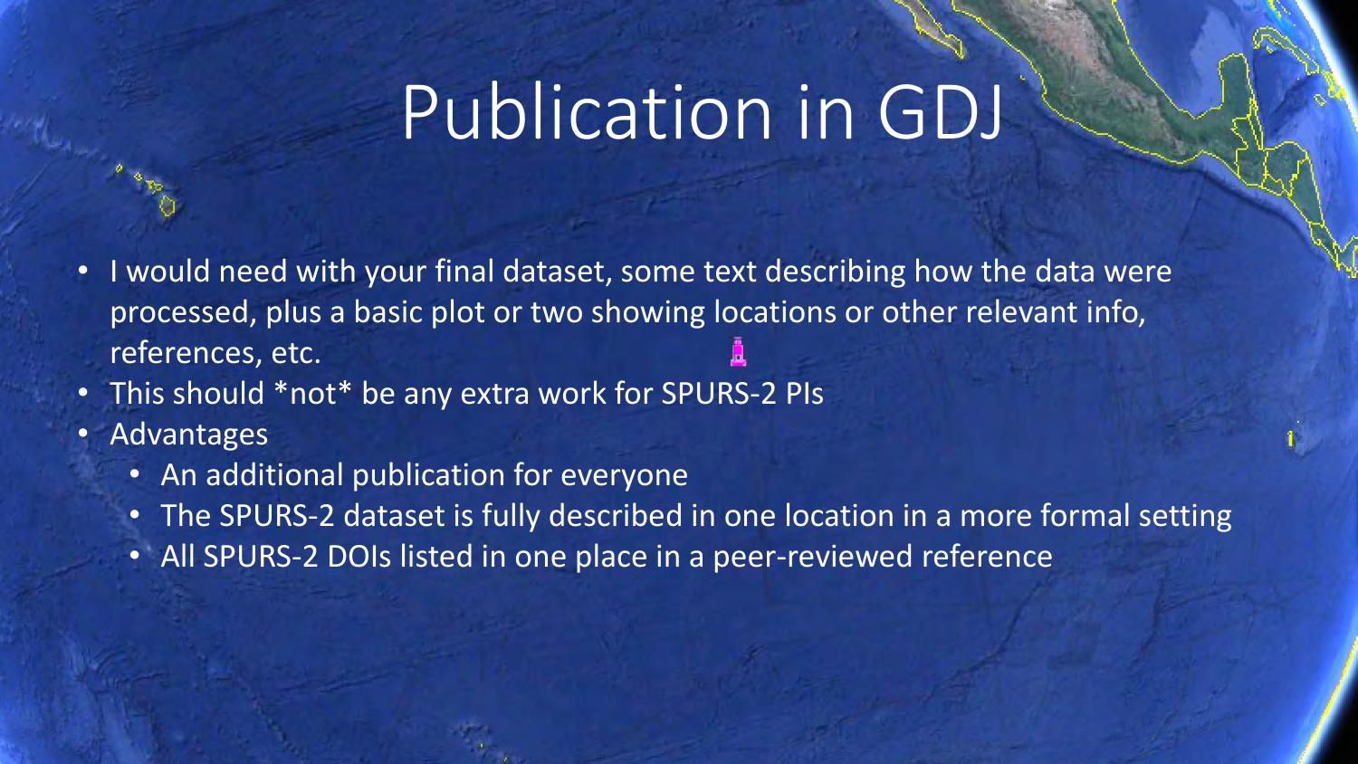# Publication in GDJ

- I would need with your final dataset, some text describing how the data were processed, plus a basic plot or two showing locations or other relevant info, references, etc.
- This should *not* be any extra work for SPURS-2 PIs
- Advantages
  - An additional publication for everyone
  - The SPURS-2 dataset is fully described in one location in a more formal setting
  - All SPURS-2 DOIs listed in one place in a peer-reviewed reference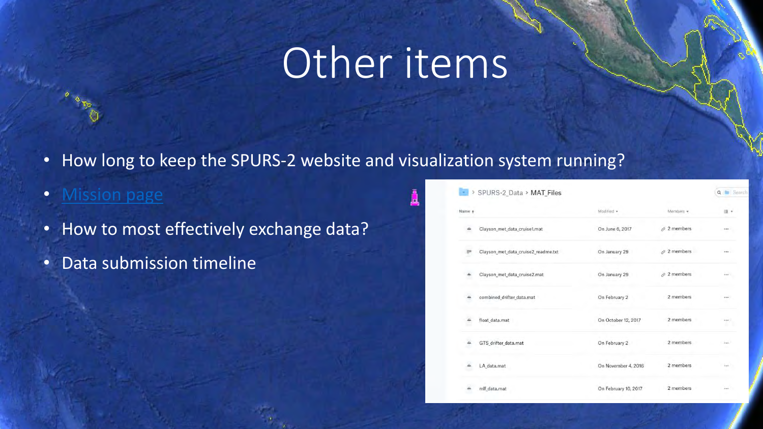# Other items

- How long to keep the SPURS-2 website and visualization system running?
- Mission page
- How to most effectively exchange data?
- Data submission timeline

SPURS-2_Data > MAT_Files

| Name | Modified | Members |
|---|---|---|
| Clayson_met_data_cruise1.mat | On June 6, 2017 | 2 members |
| Clayson_met_data_cruise2_readme.txt | On January 29 | 2 members |
| Clayson_met_data_cruise2.mat | On January 29 | 2 members |
| combined_drifter_data.mat | On February 2 | 2 members |
| float_data.mat | On October 12, 2017 | 2 members |
| GTS_drifter_data.mat | On February 2 | 2 members |
| LA_data.mat | On November 4, 2016 | 2 members |
| mlf_data.mat | On February 10, 2017 | 2 members |